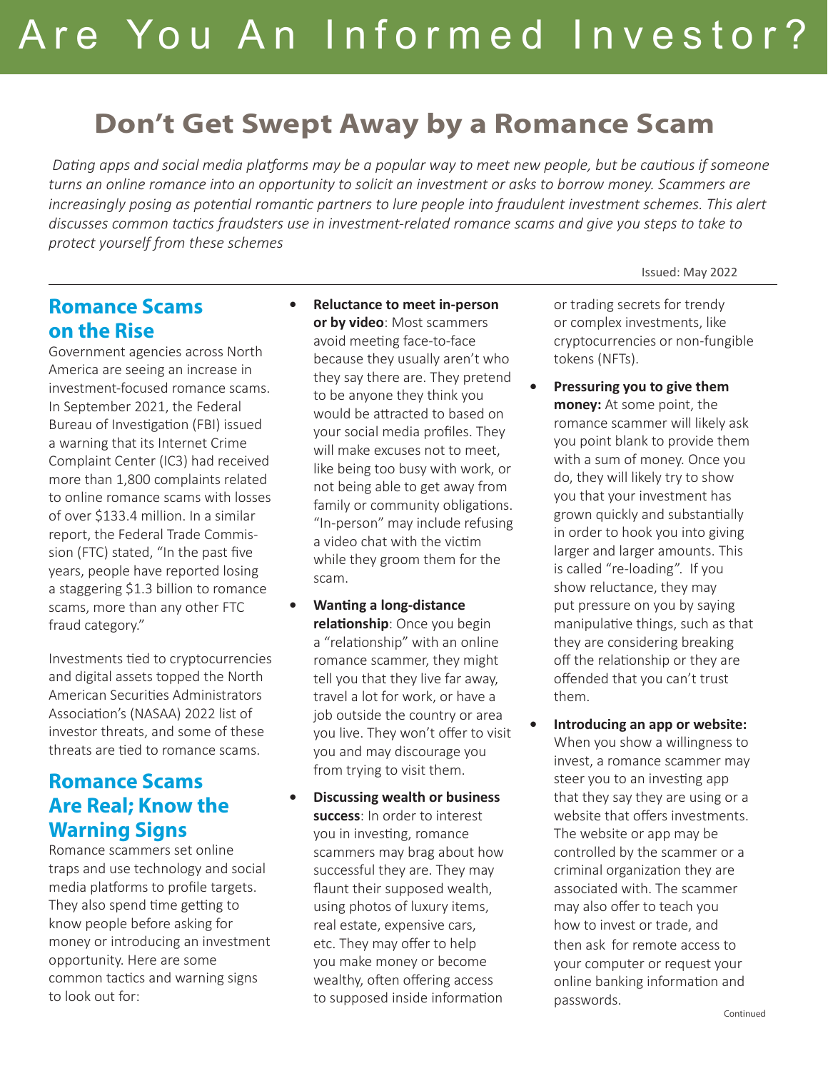# Are You An Informed Investor?

## Don't Get Swept Away by a Romance Scam

*Dating apps and social media platforms may be a popular way to meet new people, but be cautious if someone turns an online romance into an opportunity to solicit an investment or asks to borrow money. Scammers are increasingly posing as potential romantic partners to lure people into fraudulent investment schemes. This alert discusses common tactics fraudsters use in investment-related romance scams and give you steps to take to protect yourself from these schemes*

Issued: May 2022

### Romance Scams on the Rise

Government agencies across North America are seeing an increase in investment-focused romance scams. In September 2021, the Federal Bureau of Investigation (FBI) issued a warning that its Internet Crime Complaint Center (IC3) had received more than 1,800 complaints related to online romance scams with losses of over $133.4 million. In a similar report, the Federal Trade Commission (FTC) stated, "In the past five years, people have reported losing a staggering $1.3 billion to romance scams, more than any other FTC fraud category."

Investments tied to cryptocurrencies and digital assets topped the North American Securities Administrators Association's (NASAA) 2022 list of investor threats, and some of these threats are tied to romance scams.

### Romance Scams Are Real; Know the Warning Signs

Romance scammers set online traps and use technology and social media platforms to profile targets. They also spend time getting to know people before asking for money or introducing an investment opportunity. Here are some common tactics and warning signs to look out for:

- **Reluctance to meet in-person or by video**: Most scammers avoid meeting face-to-face because they usually aren't who they say there are. They pretend to be anyone they think you would be attracted to based on your social media profiles. They will make excuses not to meet, like being too busy with work, or not being able to get away from family or community obligations. "In-person" may include refusing a video chat with the victim while they groom them for the scam.
- **Wanting a long-distance relationship**: Once you begin a "relationship" with an online romance scammer, they might tell you that they live far away, travel a lot for work, or have a job outside the country or area you live. They won't offer to visit you and may discourage you from trying to visit them.
- **Discussing wealth or business success**: In order to interest you in investing, romance scammers may brag about how successful they are. They may flaunt their supposed wealth, using photos of luxury items, real estate, expensive cars, etc. They may offer to help you make money or become wealthy, often offering access to supposed inside information or trading secrets for trendy or complex investments, like cryptocurrencies or non-fungible tokens (NFTs).
- **Pressuring you to give them money:** At some point, the romance scammer will likely ask you point blank to provide them with a sum of money. Once you do, they will likely try to show you that your investment has grown quickly and substantially in order to hook you into giving larger and larger amounts. This is called "re-loading". If you show reluctance, they may put pressure on you by saying manipulative things, such as that they are considering breaking off the relationship or they are offended that you can't trust them.
- **Introducing an app or website:** When you show a willingness to invest, a romance scammer may steer you to an investing app that they say they are using or a website that offers investments. The website or app may be controlled by the scammer or a criminal organization they are associated with. The scammer may also offer to teach you how to invest or trade, and then ask for remote access to your computer or request your online banking information and passwords.

Continued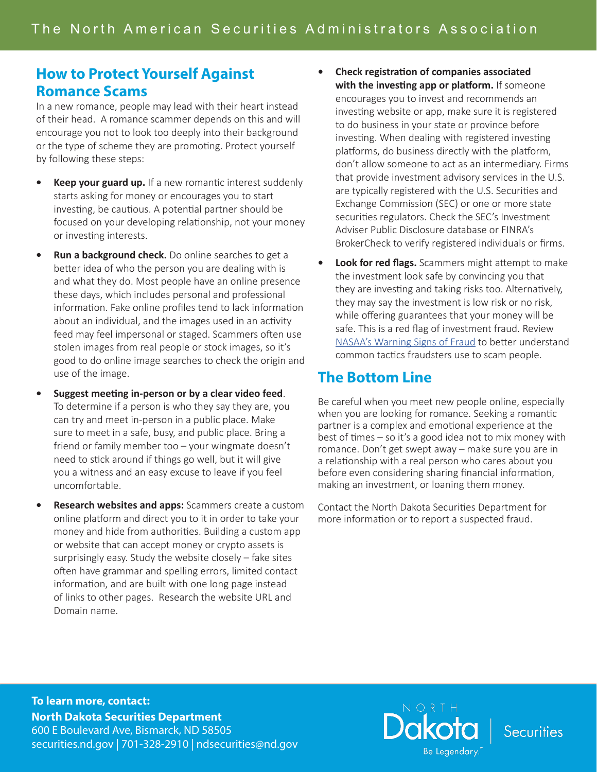## How to Protect Yourself Against Romance Scams

In a new romance, people may lead with their heart instead of their head. A romance scammer depends on this and will encourage you not to look too deeply into their background or the type of scheme they are promoting. Protect yourself by following these steps:

- **Keep your guard up.** If a new romantic interest suddenly starts asking for money or encourages you to start investing, be cautious. A potential partner should be focused on your developing relationship, not your money or investing interests.
- **Run a background check.** Do online searches to get a better idea of who the person you are dealing with is and what they do. Most people have an online presence these days, which includes personal and professional information. Fake online profiles tend to lack information about an individual, and the images used in an activity feed may feel impersonal or staged. Scammers often use stolen images from real people or stock images, so it's good to do online image searches to check the origin and use of the image.
- **Suggest meeting in-person or by a clear video feed**. To determine if a person is who they say they are, you can try and meet in-person in a public place. Make sure to meet in a safe, busy, and public place. Bring a friend or family member too – your wingmate doesn't need to stick around if things go well, but it will give you a witness and an easy excuse to leave if you feel uncomfortable.
- **Research websites and apps:** Scammers create a custom online platform and direct you to it in order to take your money and hide from authorities. Building a custom app or website that can accept money or crypto assets is surprisingly easy. Study the website closely – fake sites often have grammar and spelling errors, limited contact information, and are built with one long page instead of links to other pages. Research the website URL and Domain name.
- **Check registration of companies associated with the investing app or platform.** If someone encourages you to invest and recommends an investing website or app, make sure it is registered to do business in your state or province before investing. When dealing with registered investing platforms, do business directly with the platform, don't allow someone to act as an intermediary. Firms that provide investment advisory services in the U.S. are typically registered with the U.S. Securities and Exchange Commission (SEC) or one or more state securities regulators. Check the SEC's Investment Adviser Public Disclosure database or FINRA's BrokerCheck to verify registered individuals or firms.
- **Look for red flags.** Scammers might attempt to make the investment look safe by convincing you that they are investing and taking risks too. Alternatively, they may say the investment is low risk or no risk, while offering guarantees that your money will be safe. This is a red flag of investment fraud. Review NASAA's Warning Signs of Fraud to better understand common tactics fraudsters use to scam people.

## The Bottom Line

Be careful when you meet new people online, especially when you are looking for romance. Seeking a romantic partner is a complex and emotional experience at the best of times – so it's a good idea not to mix money with romance. Don't get swept away – make sure you are in a relationship with a real person who cares about you before even considering sharing financial information, making an investment, or loaning them money.

Contact the North Dakota Securities Department for more information or to report a suspected fraud.

**To learn more, contact:**
**North Dakota Securities Department**
600 E Boulevard Ave, Bismarck, ND 58505
securities.nd.gov | 701-328-2910 | ndsecurities@nd.gov